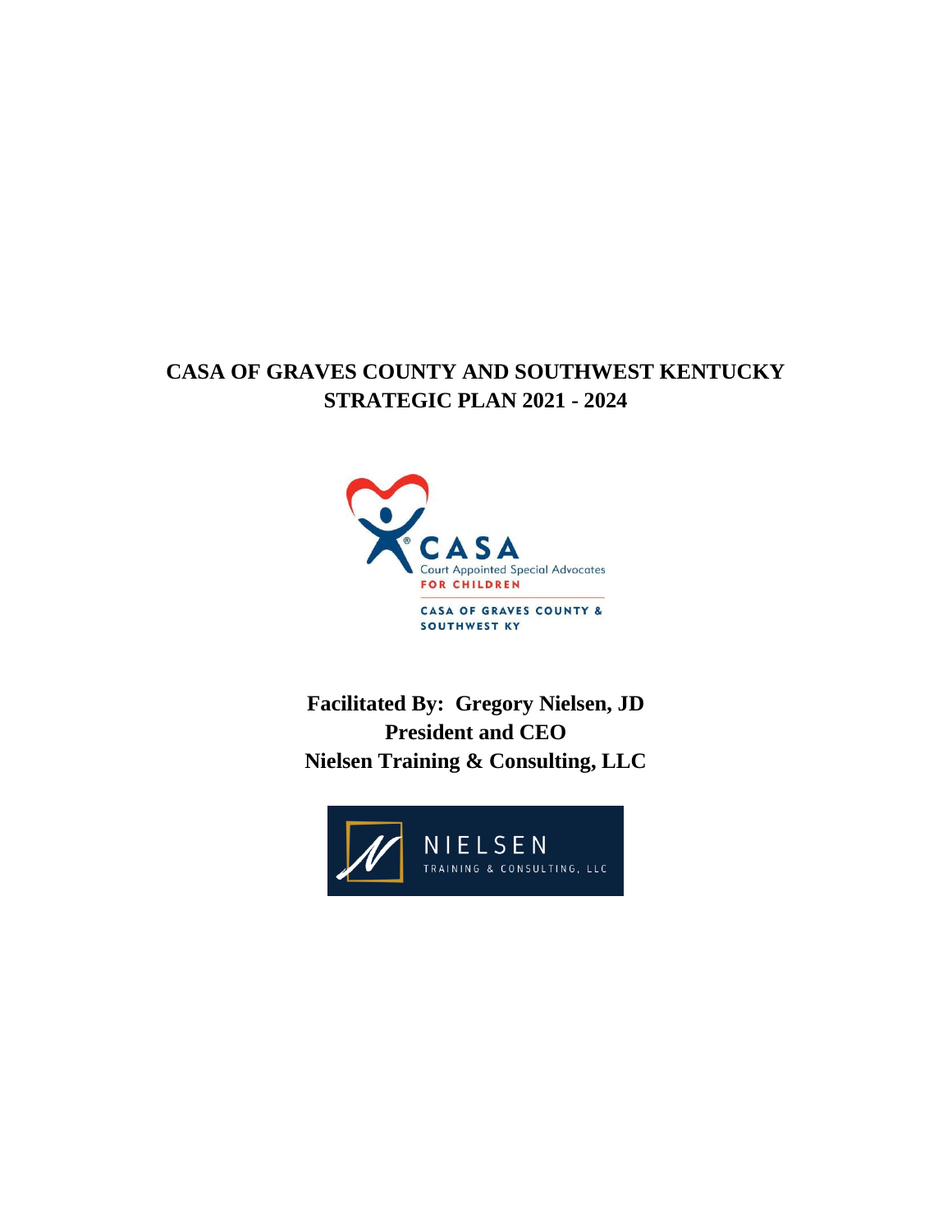# CASA OF GRAVES COUNTY AND SOUTHWEST KENTUCKY
# STRATEGIC PLAN 2021 - 2024

CASA
Court Appointed Special Advocates
FOR CHILDREN

CASA OF GRAVES COUNTY & SOUTHWEST KY

**Facilitated By: Gregory Nielsen, JD**
**President and CEO**
**Nielsen Training & Consulting, LLC**

NIELSEN
TRAINING & CONSULTING, LLC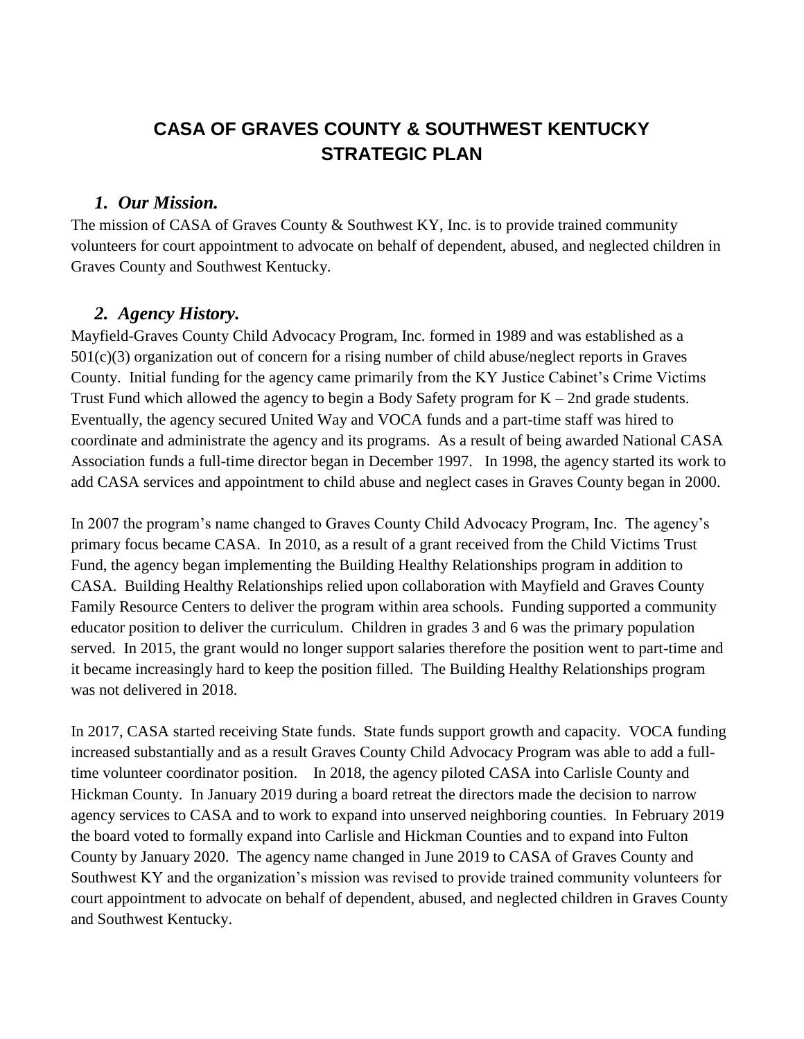# CASA OF GRAVES COUNTY & SOUTHWEST KENTUCKY STRATEGIC PLAN

## *1. Our Mission.*

The mission of CASA of Graves County & Southwest KY, Inc. is to provide trained community volunteers for court appointment to advocate on behalf of dependent, abused, and neglected children in Graves County and Southwest Kentucky.

## *2. Agency History.*

Mayfield-Graves County Child Advocacy Program, Inc. formed in 1989 and was established as a 501(c)(3) organization out of concern for a rising number of child abuse/neglect reports in Graves County. Initial funding for the agency came primarily from the KY Justice Cabinet's Crime Victims Trust Fund which allowed the agency to begin a Body Safety program for K – 2nd grade students. Eventually, the agency secured United Way and VOCA funds and a part-time staff was hired to coordinate and administrate the agency and its programs. As a result of being awarded National CASA Association funds a full-time director began in December 1997. In 1998, the agency started its work to add CASA services and appointment to child abuse and neglect cases in Graves County began in 2000.

In 2007 the program's name changed to Graves County Child Advocacy Program, Inc. The agency's primary focus became CASA. In 2010, as a result of a grant received from the Child Victims Trust Fund, the agency began implementing the Building Healthy Relationships program in addition to CASA. Building Healthy Relationships relied upon collaboration with Mayfield and Graves County Family Resource Centers to deliver the program within area schools. Funding supported a community educator position to deliver the curriculum. Children in grades 3 and 6 was the primary population served. In 2015, the grant would no longer support salaries therefore the position went to part-time and it became increasingly hard to keep the position filled. The Building Healthy Relationships program was not delivered in 2018.

In 2017, CASA started receiving State funds. State funds support growth and capacity. VOCA funding increased substantially and as a result Graves County Child Advocacy Program was able to add a full-time volunteer coordinator position. In 2018, the agency piloted CASA into Carlisle County and Hickman County. In January 2019 during a board retreat the directors made the decision to narrow agency services to CASA and to work to expand into unserved neighboring counties. In February 2019 the board voted to formally expand into Carlisle and Hickman Counties and to expand into Fulton County by January 2020. The agency name changed in June 2019 to CASA of Graves County and Southwest KY and the organization's mission was revised to provide trained community volunteers for court appointment to advocate on behalf of dependent, abused, and neglected children in Graves County and Southwest Kentucky.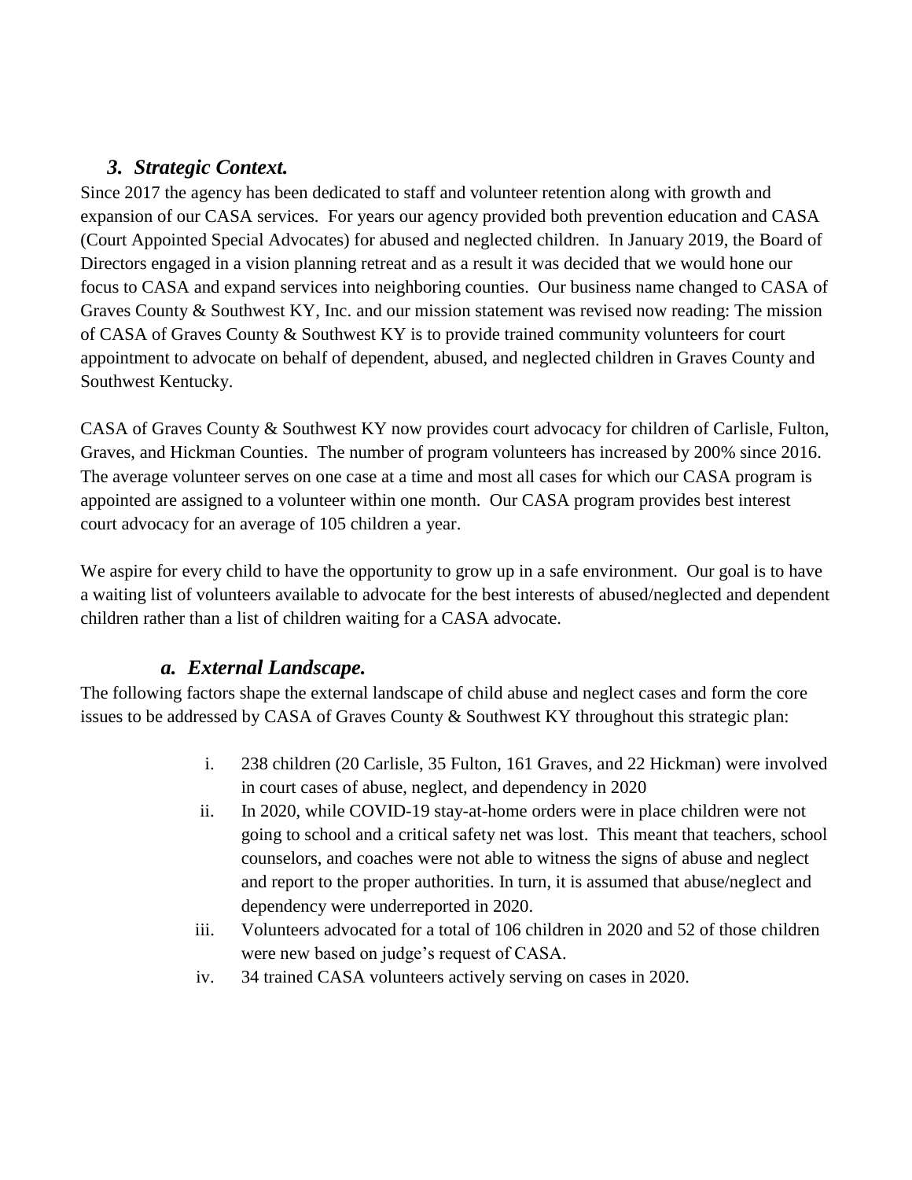## *3. Strategic Context.*

Since 2017 the agency has been dedicated to staff and volunteer retention along with growth and expansion of our CASA services. For years our agency provided both prevention education and CASA (Court Appointed Special Advocates) for abused and neglected children. In January 2019, the Board of Directors engaged in a vision planning retreat and as a result it was decided that we would hone our focus to CASA and expand services into neighboring counties. Our business name changed to CASA of Graves County & Southwest KY, Inc. and our mission statement was revised now reading: The mission of CASA of Graves County & Southwest KY is to provide trained community volunteers for court appointment to advocate on behalf of dependent, abused, and neglected children in Graves County and Southwest Kentucky.

CASA of Graves County & Southwest KY now provides court advocacy for children of Carlisle, Fulton, Graves, and Hickman Counties. The number of program volunteers has increased by 200% since 2016. The average volunteer serves on one case at a time and most all cases for which our CASA program is appointed are assigned to a volunteer within one month. Our CASA program provides best interest court advocacy for an average of 105 children a year.

We aspire for every child to have the opportunity to grow up in a safe environment. Our goal is to have a waiting list of volunteers available to advocate for the best interests of abused/neglected and dependent children rather than a list of children waiting for a CASA advocate.

### *a. External Landscape.*

The following factors shape the external landscape of child abuse and neglect cases and form the core issues to be addressed by CASA of Graves County & Southwest KY throughout this strategic plan:

i. 238 children (20 Carlisle, 35 Fulton, 161 Graves, and 22 Hickman) were involved in court cases of abuse, neglect, and dependency in 2020

ii. In 2020, while COVID-19 stay-at-home orders were in place children were not going to school and a critical safety net was lost. This meant that teachers, school counselors, and coaches were not able to witness the signs of abuse and neglect and report to the proper authorities. In turn, it is assumed that abuse/neglect and dependency were underreported in 2020.

iii. Volunteers advocated for a total of 106 children in 2020 and 52 of those children were new based on judge's request of CASA.

iv. 34 trained CASA volunteers actively serving on cases in 2020.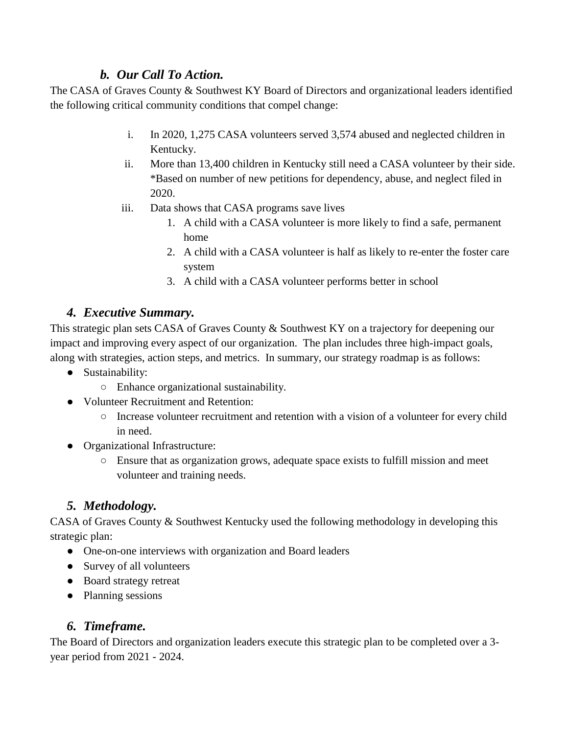### *b. Our Call To Action.*

The CASA of Graves County & Southwest KY Board of Directors and organizational leaders identified the following critical community conditions that compel change:

i. In 2020, 1,275 CASA volunteers served 3,574 abused and neglected children in Kentucky.

ii. More than 13,400 children in Kentucky still need a CASA volunteer by their side. *Based on number of new petitions for dependency, abuse, and neglect filed in 2020.

iii. Data shows that CASA programs save lives

   1. A child with a CASA volunteer is more likely to find a safe, permanent home
   2. A child with a CASA volunteer is half as likely to re-enter the foster care system
   3. A child with a CASA volunteer performs better in school

## *4. Executive Summary.*

This strategic plan sets CASA of Graves County & Southwest KY on a trajectory for deepening our impact and improving every aspect of our organization. The plan includes three high-impact goals, along with strategies, action steps, and metrics. In summary, our strategy roadmap is as follows:

- Sustainability:
  - Enhance organizational sustainability.
- Volunteer Recruitment and Retention:
  - Increase volunteer recruitment and retention with a vision of a volunteer for every child in need.
- Organizational Infrastructure:
  - Ensure that as organization grows, adequate space exists to fulfill mission and meet volunteer and training needs.

## *5. Methodology.*

CASA of Graves County & Southwest Kentucky used the following methodology in developing this strategic plan:

- One-on-one interviews with organization and Board leaders
- Survey of all volunteers
- Board strategy retreat
- Planning sessions

## *6. Timeframe.*

The Board of Directors and organization leaders execute this strategic plan to be completed over a 3-year period from 2021 - 2024.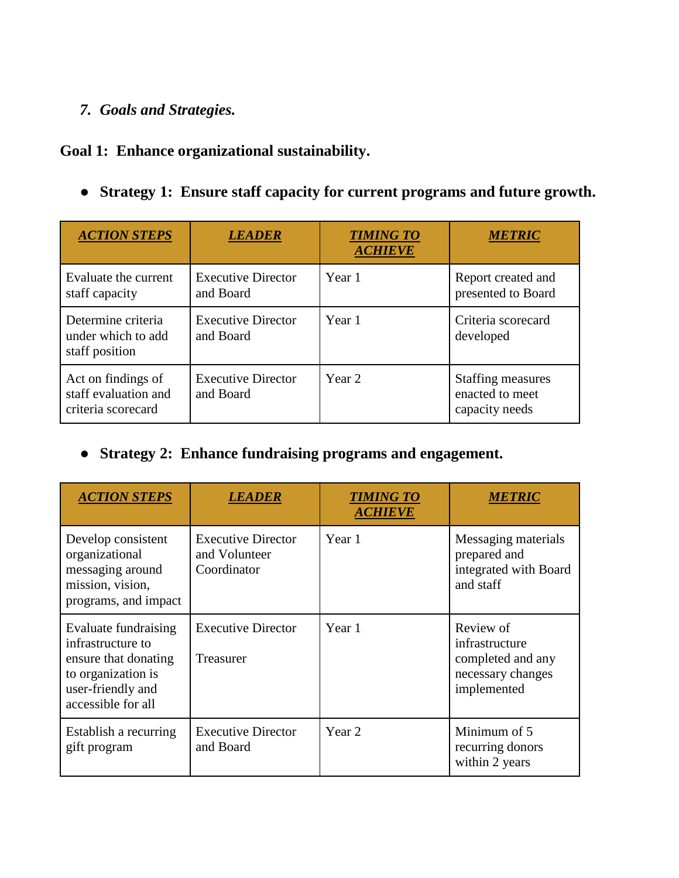*7. Goals and Strategies.*

**Goal 1: Enhance organizational sustainability.**

- **Strategy 1: Ensure staff capacity for current programs and future growth.**

| ***ACTION STEPS*** | ***LEADER*** | ***TIMING TO ACHIEVE*** | ***METRIC*** |
|---|---|---|---|
| Evaluate the current staff capacity | Executive Director and Board | Year 1 | Report created and presented to Board |
| Determine criteria under which to add staff position | Executive Director and Board | Year 1 | Criteria scorecard developed |
| Act on findings of staff evaluation and criteria scorecard | Executive Director and Board | Year 2 | Staffing measures enacted to meet capacity needs |

- **Strategy 2: Enhance fundraising programs and engagement.**

| ***ACTION STEPS*** | ***LEADER*** | ***TIMING TO ACHIEVE*** | ***METRIC*** |
|---|---|---|---|
| Develop consistent organizational messaging around mission, vision, programs, and impact | Executive Director and Volunteer Coordinator | Year 1 | Messaging materials prepared and integrated with Board and staff |
| Evaluate fundraising infrastructure to ensure that donating to organization is user-friendly and accessible for all | Executive Director<br><br>Treasurer | Year 1 | Review of infrastructure completed and any necessary changes implemented |
| Establish a recurring gift program | Executive Director and Board | Year 2 | Minimum of 5 recurring donors within 2 years |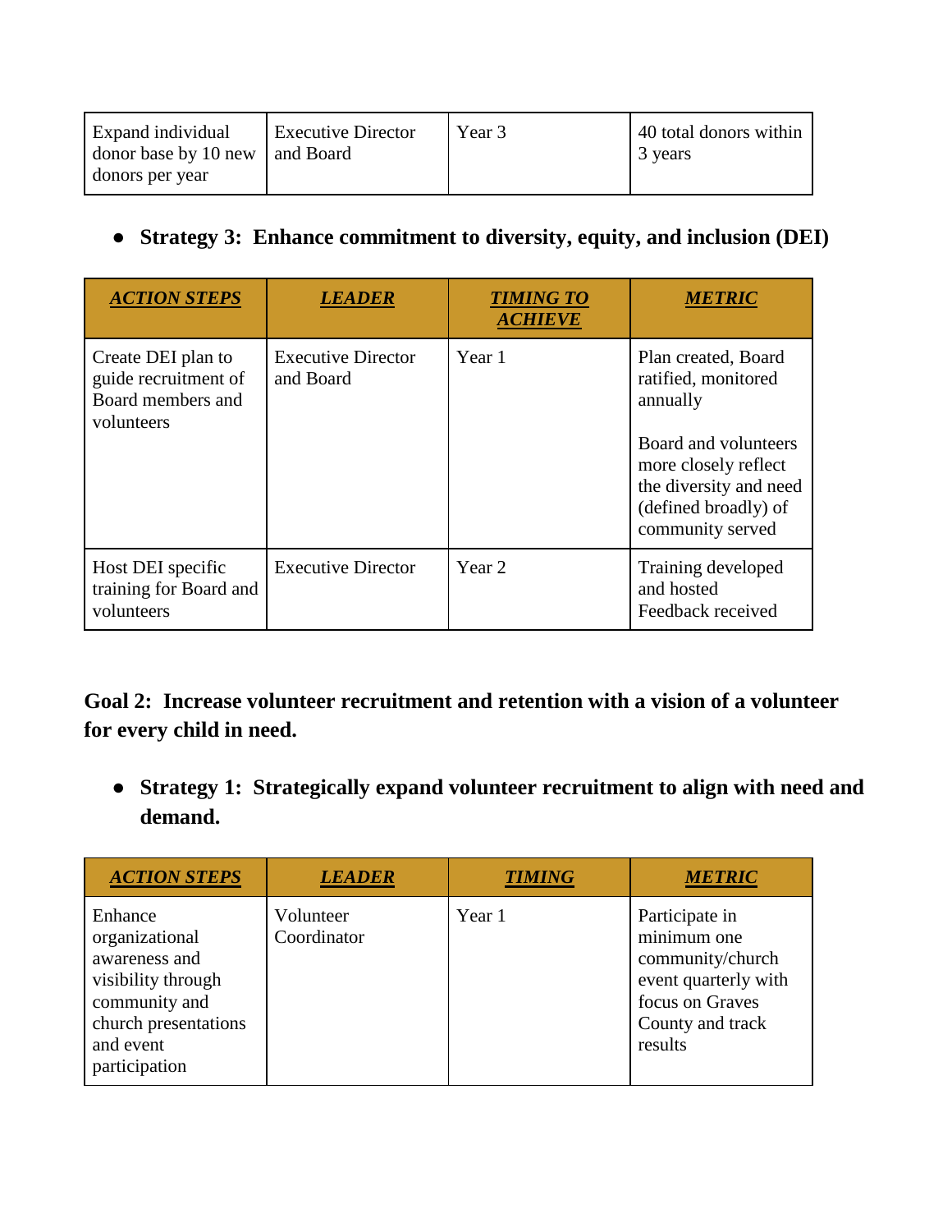| Expand individual donor base by 10 new donors per year | Executive Director and Board | Year 3 | 40 total donors within 3 years |
|---|---|---|---|

- **Strategy 3: Enhance commitment to diversity, equity, and inclusion (DEI)**

| ***ACTION STEPS*** | ***LEADER*** | ***TIMING TO ACHIEVE*** | ***METRIC*** |
|---|---|---|---|
| Create DEI plan to guide recruitment of Board members and volunteers | Executive Director and Board | Year 1 | Plan created, Board ratified, monitored annually<br><br>Board and volunteers more closely reflect the diversity and need (defined broadly) of community served |
| Host DEI specific training for Board and volunteers | Executive Director | Year 2 | Training developed and hosted<br>Feedback received |

**Goal 2: Increase volunteer recruitment and retention with a vision of a volunteer for every child in need.**

- **Strategy 1: Strategically expand volunteer recruitment to align with need and demand.**

| ***ACTION STEPS*** | ***LEADER*** | ***TIMING*** | ***METRIC*** |
|---|---|---|---|
| Enhance organizational awareness and visibility through community and church presentations and event participation | Volunteer Coordinator | Year 1 | Participate in minimum one community/church event quarterly with focus on Graves County and track results |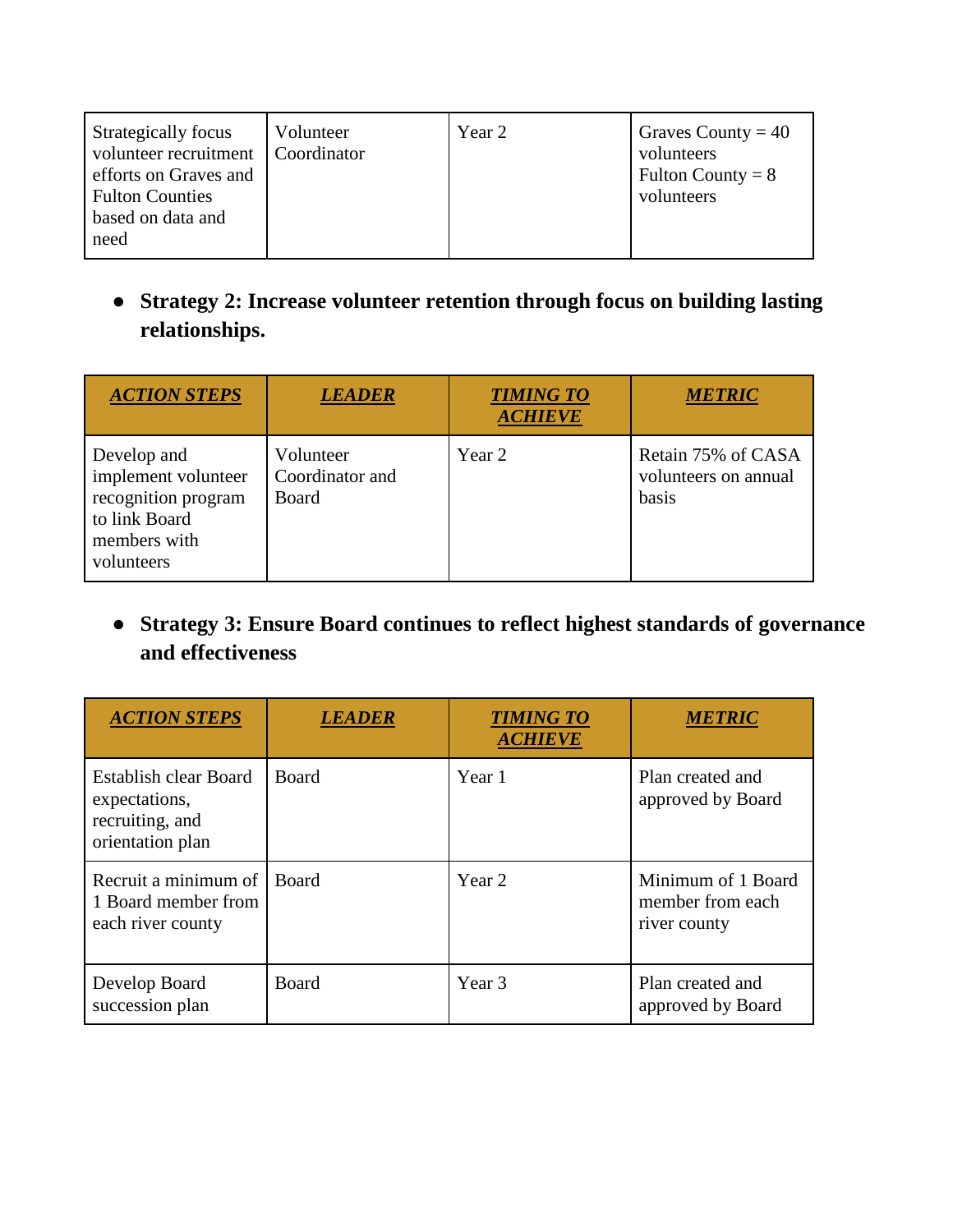| Strategically focus volunteer recruitment efforts on Graves and Fulton Counties based on data and need | Volunteer Coordinator | Year 2 | Graves County = 40 volunteers<br>Fulton County = 8 volunteers |
|---|---|---|---|

- **Strategy 2: Increase volunteer retention through focus on building lasting relationships.**

| ***ACTION STEPS*** | ***LEADER*** | ***TIMING TO ACHIEVE*** | ***METRIC*** |
|---|---|---|---|
| Develop and implement volunteer recognition program to link Board members with volunteers | Volunteer Coordinator and Board | Year 2 | Retain 75% of CASA volunteers on annual basis |

- **Strategy 3: Ensure Board continues to reflect highest standards of governance and effectiveness**

| ***ACTION STEPS*** | ***LEADER*** | ***TIMING TO ACHIEVE*** | ***METRIC*** |
|---|---|---|---|
| Establish clear Board expectations, recruiting, and orientation plan | Board | Year 1 | Plan created and approved by Board |
| Recruit a minimum of 1 Board member from each river county | Board | Year 2 | Minimum of 1 Board member from each river county |
| Develop Board succession plan | Board | Year 3 | Plan created and approved by Board |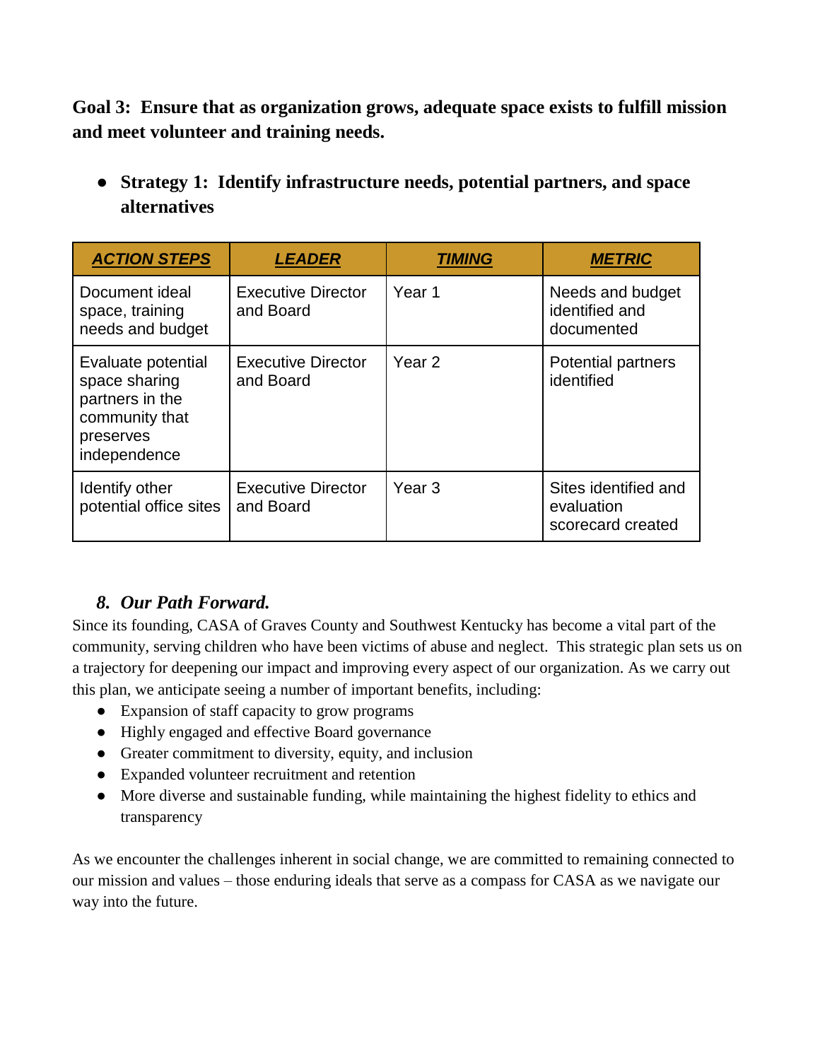**Goal 3: Ensure that as organization grows, adequate space exists to fulfill mission and meet volunteer and training needs.**

- **Strategy 1: Identify infrastructure needs, potential partners, and space alternatives**

| ***ACTION STEPS*** | ***LEADER*** | ***TIMING*** | ***METRIC*** |
|---|---|---|---|
| Document ideal space, training needs and budget | Executive Director and Board | Year 1 | Needs and budget identified and documented |
| Evaluate potential space sharing partners in the community that preserves independence | Executive Director and Board | Year 2 | Potential partners identified |
| Identify other potential office sites | Executive Director and Board | Year 3 | Sites identified and evaluation scorecard created |

## *8. Our Path Forward.*

Since its founding, CASA of Graves County and Southwest Kentucky has become a vital part of the community, serving children who have been victims of abuse and neglect. This strategic plan sets us on a trajectory for deepening our impact and improving every aspect of our organization. As we carry out this plan, we anticipate seeing a number of important benefits, including:

- Expansion of staff capacity to grow programs
- Highly engaged and effective Board governance
- Greater commitment to diversity, equity, and inclusion
- Expanded volunteer recruitment and retention
- More diverse and sustainable funding, while maintaining the highest fidelity to ethics and transparency

As we encounter the challenges inherent in social change, we are committed to remaining connected to our mission and values – those enduring ideals that serve as a compass for CASA as we navigate our way into the future.